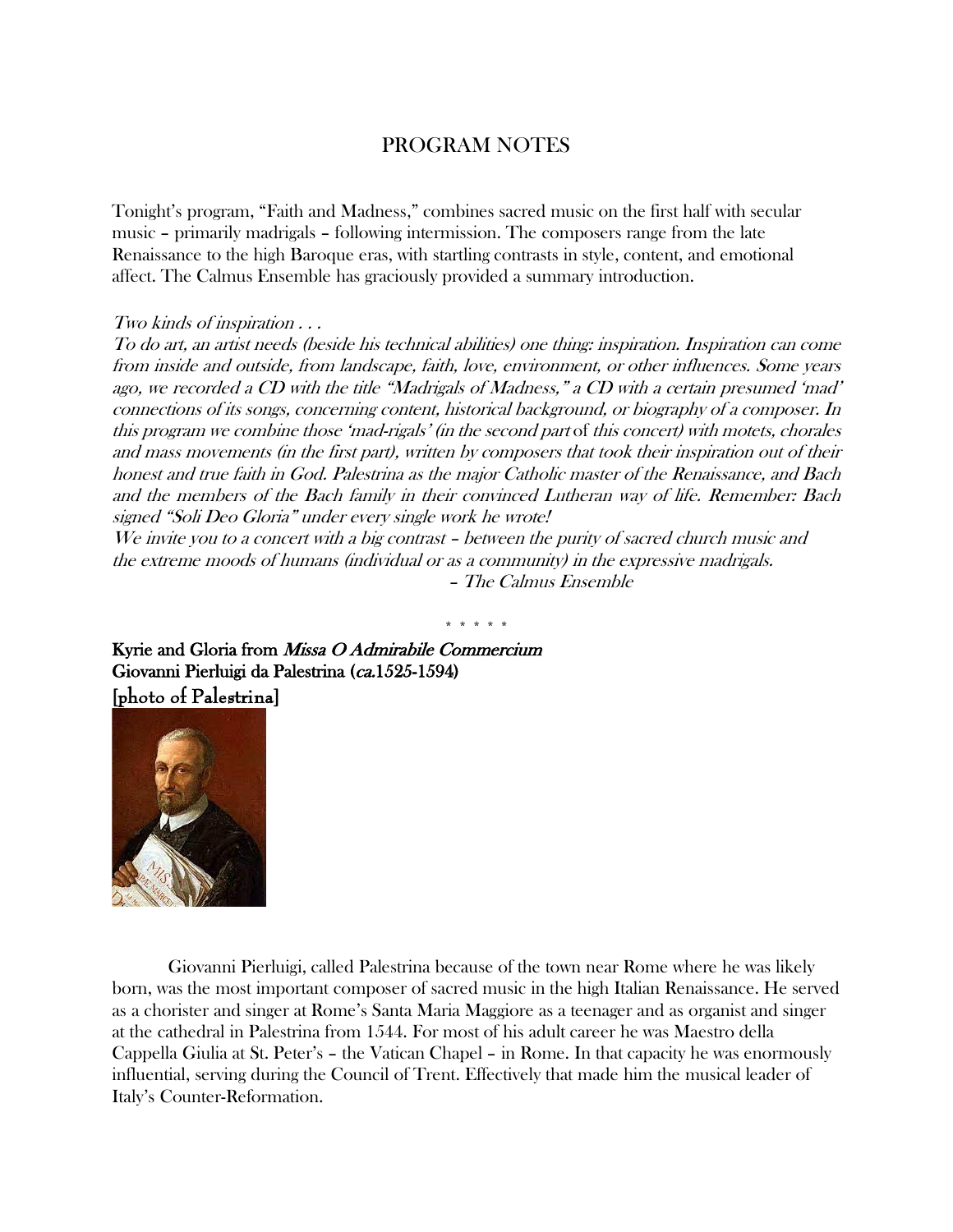# PROGRAM NOTES

Tonight's program, "Faith and Madness," combines sacred music on the first half with secular music – primarily madrigals – following intermission. The composers range from the late Renaissance to the high Baroque eras, with startling contrasts in style, content, and emotional affect. The Calmus Ensemble has graciously provided a summary introduction.

*Two kinds of inspiration . . .*
*To do art, an artist needs (beside his technical abilities) one thing: inspiration. Inspiration can come from inside and outside, from landscape, faith, love, environment, or other influences. Some years ago, we recorded a CD with the title "Madrigals of Madness," a CD with a certain presumed 'mad' connections of its songs, concerning content, historical background, or biography of a composer. In this program we combine those 'mad-rigals' (in the second part* of *this concert) with motets, chorales and mass movements (in the first part), written by composers that took their inspiration out of their honest and true faith in God. Palestrina as the major Catholic master of the Renaissance, and Bach and the members of the Bach family in their convinced Lutheran way of life. Remember: Bach signed "Soli Deo Gloria" under every single work he wrote!*
*We invite you to a concert with a big contrast – between the purity of sacred church music and the extreme moods of humans (individual or as a community) in the expressive madrigals.*

*– The Calmus Ensemble*

\* \* \* \* \*

**Kyrie and Gloria from *Missa O Admirabile Commercium***
**Giovanni Pierluigi da Palestrina (*ca.*1525-1594)**
**[photo of Palestrina]**

Giovanni Pierluigi, called Palestrina because of the town near Rome where he was likely born, was the most important composer of sacred music in the high Italian Renaissance. He served as a chorister and singer at Rome's Santa Maria Maggiore as a teenager and as organist and singer at the cathedral in Palestrina from 1544. For most of his adult career he was Maestro della Cappella Giulia at St. Peter's – the Vatican Chapel – in Rome. In that capacity he was enormously influential, serving during the Council of Trent. Effectively that made him the musical leader of Italy's Counter-Reformation.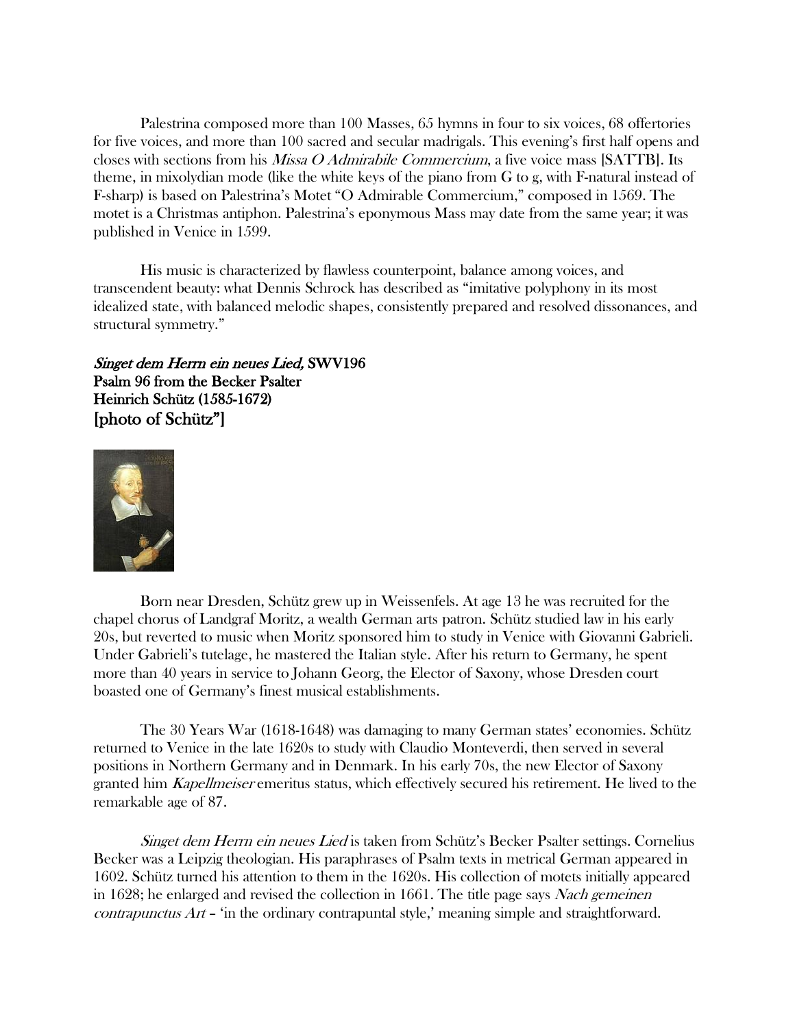Palestrina composed more than 100 Masses, 65 hymns in four to six voices, 68 offertories for five voices, and more than 100 sacred and secular madrigals. This evening's first half opens and closes with sections from his *Missa O Admirabile Commercium*, a five voice mass [SATTB]. Its theme, in mixolydian mode (like the white keys of the piano from G to g, with F-natural instead of F-sharp) is based on Palestrina's Motet "O Admirable Commercium," composed in 1569. The motet is a Christmas antiphon. Palestrina's eponymous Mass may date from the same year; it was published in Venice in 1599.

His music is characterized by flawless counterpoint, balance among voices, and transcendent beauty: what Dennis Schrock has described as "imitative polyphony in its most idealized state, with balanced melodic shapes, consistently prepared and resolved dissonances, and structural symmetry."

**_Singet dem Herrn ein neues Lied,_ SWV196**
**Psalm 96 from the Becker Psalter**
**Heinrich Schütz (1585-1672)**
**[photo of Schütz"]**

Born near Dresden, Schütz grew up in Weissenfels. At age 13 he was recruited for the chapel chorus of Landgraf Moritz, a wealth German arts patron. Schütz studied law in his early 20s, but reverted to music when Moritz sponsored him to study in Venice with Giovanni Gabrieli. Under Gabrieli's tutelage, he mastered the Italian style. After his return to Germany, he spent more than 40 years in service to Johann Georg, the Elector of Saxony, whose Dresden court boasted one of Germany's finest musical establishments.

The 30 Years War (1618-1648) was damaging to many German states' economies. Schütz returned to Venice in the late 1620s to study with Claudio Monteverdi, then served in several positions in Northern Germany and in Denmark. In his early 70s, the new Elector of Saxony granted him *Kapellmeiser* emeritus status, which effectively secured his retirement. He lived to the remarkable age of 87.

*Singet dem Herrn ein neues Lied* is taken from Schütz's Becker Psalter settings. Cornelius Becker was a Leipzig theologian. His paraphrases of Psalm texts in metrical German appeared in 1602. Schütz turned his attention to them in the 1620s. His collection of motets initially appeared in 1628; he enlarged and revised the collection in 1661. The title page says *Nach gemeinen contrapunctus Art* – 'in the ordinary contrapuntal style,' meaning simple and straightforward.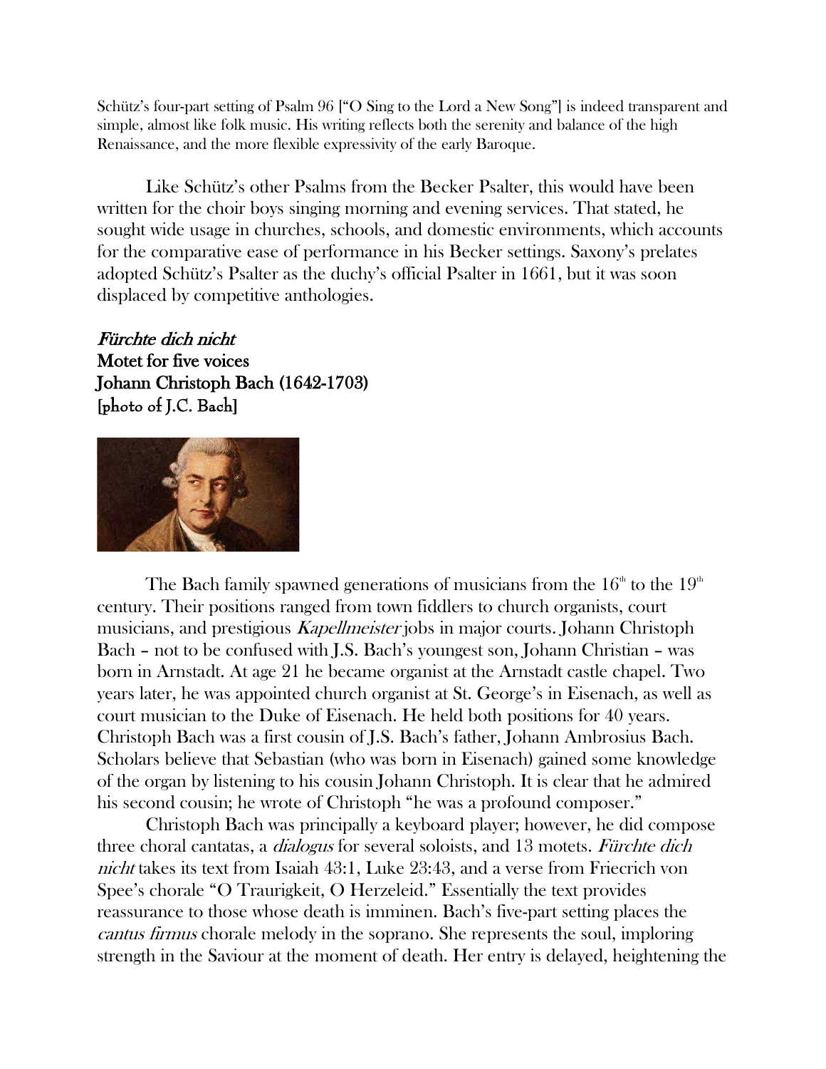Schütz's four-part setting of Psalm 96 ["O Sing to the Lord a New Song"] is indeed transparent and simple, almost like folk music. His writing reflects both the serenity and balance of the high Renaissance, and the more flexible expressivity of the early Baroque.

Like Schütz's other Psalms from the Becker Psalter, this would have been written for the choir boys singing morning and evening services. That stated, he sought wide usage in churches, schools, and domestic environments, which accounts for the comparative ease of performance in his Becker settings. Saxony's prelates adopted Schütz's Psalter as the duchy's official Psalter in 1661, but it was soon displaced by competitive anthologies.

***Fürchte dich nicht***
**Motet for five voices**
**Johann Christoph Bach (1642-1703)**
**[photo of J.C. Bach]**

The Bach family spawned generations of musicians from the 16th to the 19th century. Their positions ranged from town fiddlers to church organists, court musicians, and prestigious *Kapellmeister* jobs in major courts. Johann Christoph Bach – not to be confused with J.S. Bach's youngest son, Johann Christian – was born in Arnstadt. At age 21 he became organist at the Arnstadt castle chapel. Two years later, he was appointed church organist at St. George's in Eisenach, as well as court musician to the Duke of Eisenach. He held both positions for 40 years. Christoph Bach was a first cousin of J.S. Bach's father, Johann Ambrosius Bach. Scholars believe that Sebastian (who was born in Eisenach) gained some knowledge of the organ by listening to his cousin Johann Christoph. It is clear that he admired his second cousin; he wrote of Christoph "he was a profound composer."

Christoph Bach was principally a keyboard player; however, he did compose three choral cantatas, a *dialogus* for several soloists, and 13 motets. *Fürchte dich nicht* takes its text from Isaiah 43:1, Luke 23:43, and a verse from Friecrich von Spee's chorale "O Traurigkeit, O Herzeleid." Essentially the text provides reassurance to those whose death is immine n. Bach's five-part setting places the *cantus firmus* chorale melody in the soprano. She represents the soul, imploring strength in the Saviour at the moment of death. Her entry is delayed, heightening the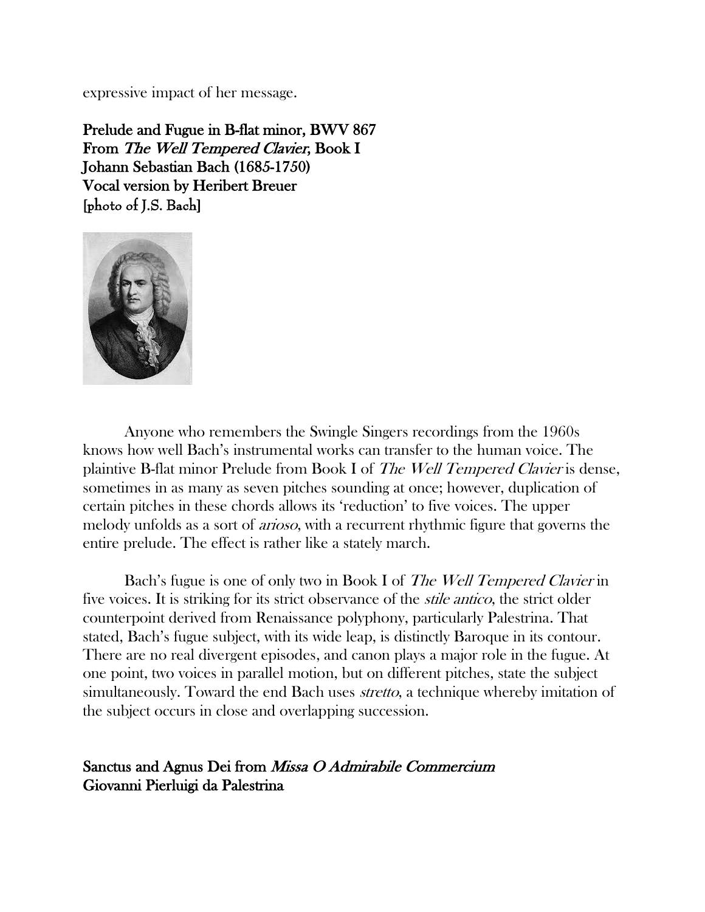expressive impact of her message.

**Prelude and Fugue in B-flat minor, BWV 867**
**From *The Well Tempered Clavier*, Book I**
**Johann Sebastian Bach (1685-1750)**
**Vocal version by Heribert Breuer**
**[photo of J.S. Bach]**

Anyone who remembers the Swingle Singers recordings from the 1960s knows how well Bach's instrumental works can transfer to the human voice. The plaintive B-flat minor Prelude from Book I of *The Well Tempered Clavier* is dense, sometimes in as many as seven pitches sounding at once; however, duplication of certain pitches in these chords allows its 'reduction' to five voices. The upper melody unfolds as a sort of *arioso*, with a recurrent rhythmic figure that governs the entire prelude. The effect is rather like a stately march.

Bach's fugue is one of only two in Book I of *The Well Tempered Clavier* in five voices. It is striking for its strict observance of the *stile antico*, the strict older counterpoint derived from Renaissance polyphony, particularly Palestrina. That stated, Bach's fugue subject, with its wide leap, is distinctly Baroque in its contour. There are no real divergent episodes, and canon plays a major role in the fugue. At one point, two voices in parallel motion, but on different pitches, state the subject simultaneously. Toward the end Bach uses *stretto*, a technique whereby imitation of the subject occurs in close and overlapping succession.

**Sanctus and Agnus Dei from *Missa O Admirabile Commercium***
**Giovanni Pierluigi da Palestrina**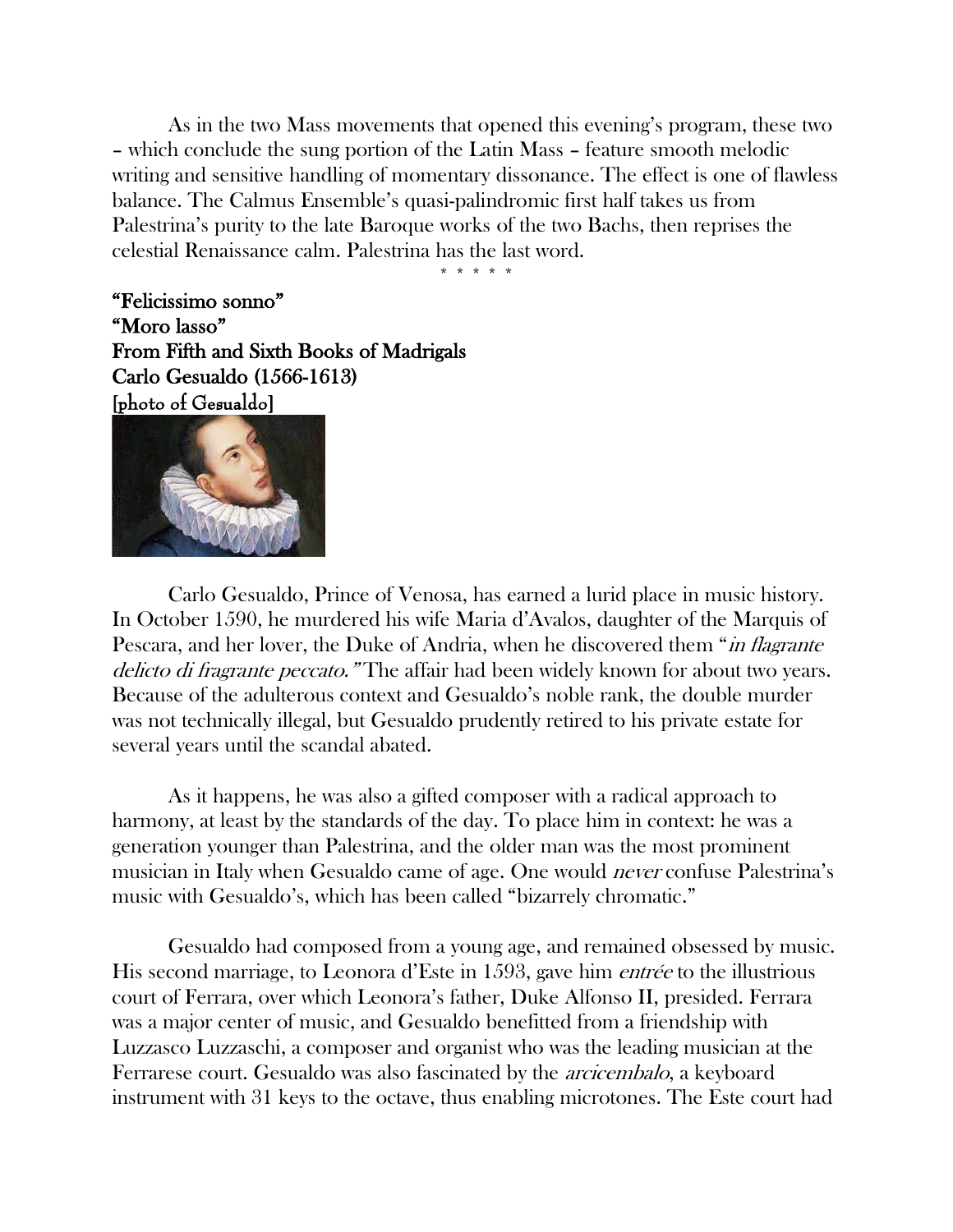As in the two Mass movements that opened this evening's program, these two – which conclude the sung portion of the Latin Mass – feature smooth melodic writing and sensitive handling of momentary dissonance. The effect is one of flawless balance. The Calmus Ensemble's quasi-palindromic first half takes us from Palestrina's purity to the late Baroque works of the two Bachs, then reprises the celestial Renaissance calm. Palestrina has the last word.

\* \* \* \* \*

**"Felicissimo sonno"**
**"Moro lasso"**
**From Fifth and Sixth Books of Madrigals**
**Carlo Gesualdo (1566-1613)**
**[photo of Gesualdo]**

Carlo Gesualdo, Prince of Venosa, has earned a lurid place in music history. In October 1590, he murdered his wife Maria d'Avalos, daughter of the Marquis of Pescara, and her lover, the Duke of Andria, when he discovered them "*in flagrante delicto di fragrante peccato."* The affair had been widely known for about two years. Because of the adulterous context and Gesualdo's noble rank, the double murder was not technically illegal, but Gesualdo prudently retired to his private estate for several years until the scandal abated.

As it happens, he was also a gifted composer with a radical approach to harmony, at least by the standards of the day. To place him in context: he was a generation younger than Palestrina, and the older man was the most prominent musician in Italy when Gesualdo came of age. One would *never* confuse Palestrina's music with Gesualdo's, which has been called "bizarrely chromatic."

Gesualdo had composed from a young age, and remained obsessed by music. His second marriage, to Leonora d'Este in 1593, gave him *entrée* to the illustrious court of Ferrara, over which Leonora's father, Duke Alfonso II, presided. Ferrara was a major center of music, and Gesualdo benefitted from a friendship with Luzzasco Luzzaschi, a composer and organist who was the leading musician at the Ferrarese court. Gesualdo was also fascinated by the *arcicembalo*, a keyboard instrument with 31 keys to the octave, thus enabling microtones. The Este court had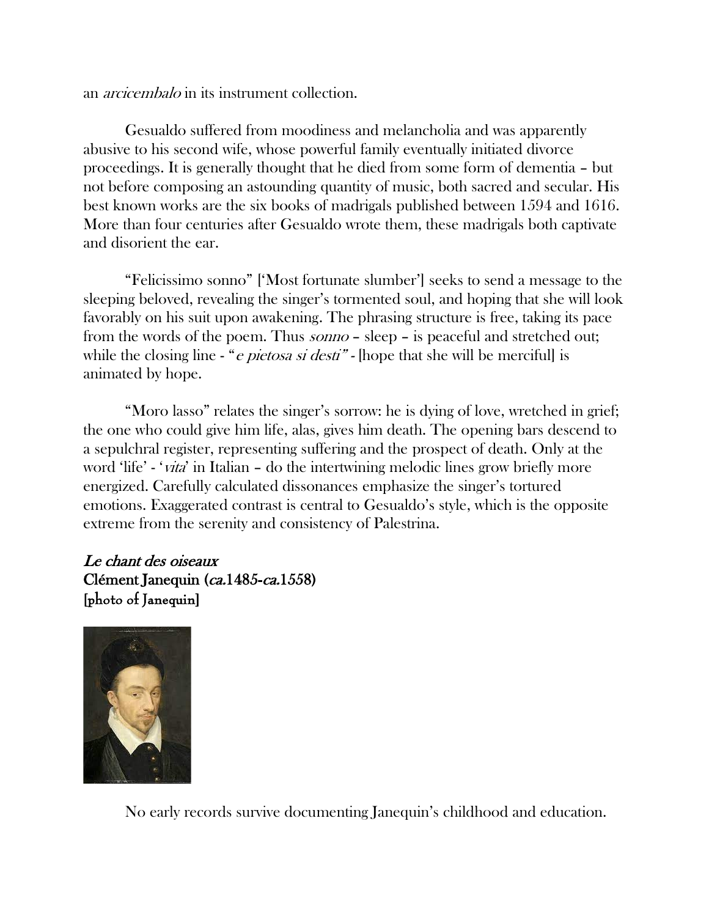an *arcicembalo* in its instrument collection.

Gesualdo suffered from moodiness and melancholia and was apparently abusive to his second wife, whose powerful family eventually initiated divorce proceedings. It is generally thought that he died from some form of dementia – but not before composing an astounding quantity of music, both sacred and secular. His best known works are the six books of madrigals published between 1594 and 1616. More than four centuries after Gesualdo wrote them, these madrigals both captivate and disorient the ear.

"Felicissimo sonno" ['Most fortunate slumber'] seeks to send a message to the sleeping beloved, revealing the singer's tormented soul, and hoping that she will look favorably on his suit upon awakening. The phrasing structure is free, taking its pace from the words of the poem. Thus *sonno* – sleep – is peaceful and stretched out; while the closing line - "*e pietosa si desti"* - [hope that she will be merciful] is animated by hope.

"Moro lasso" relates the singer's sorrow: he is dying of love, wretched in grief; the one who could give him life, alas, gives him death. The opening bars descend to a sepulchral register, representing suffering and the prospect of death. Only at the word 'life' - '*vita*' in Italian – do the intertwining melodic lines grow briefly more energized. Carefully calculated dissonances emphasize the singer's tortured emotions. Exaggerated contrast is central to Gesualdo's style, which is the opposite extreme from the serenity and consistency of Palestrina.

*Le chant des oiseaux*
Clément Janequin (*ca.*1485-*ca.*1558)
[photo of Janequin]

No early records survive documenting Janequin's childhood and education.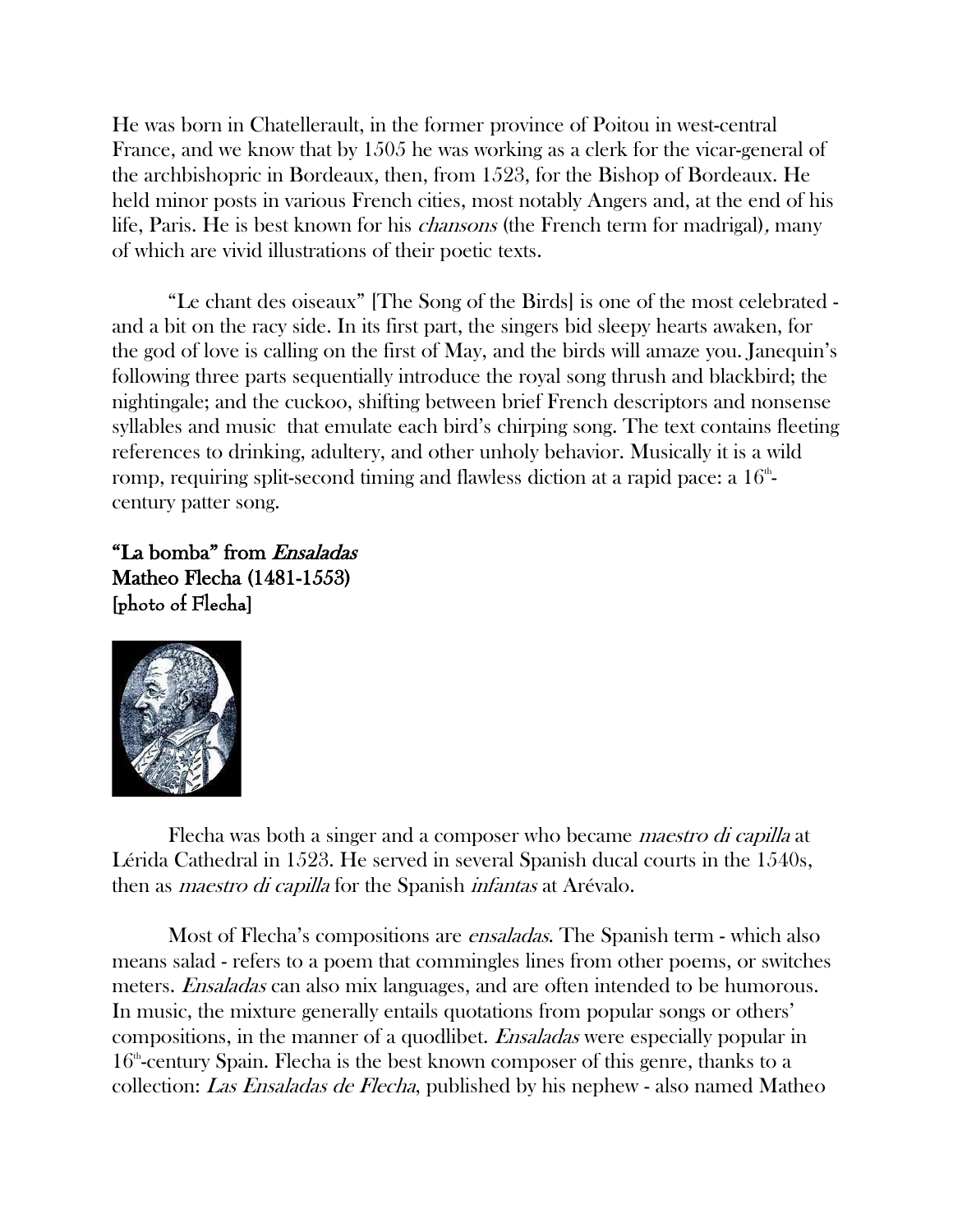He was born in Chatellerault, in the former province of Poitou in west-central France, and we know that by 1505 he was working as a clerk for the vicar-general of the archbishopric in Bordeaux, then, from 1523, for the Bishop of Bordeaux. He held minor posts in various French cities, most notably Angers and, at the end of his life, Paris. He is best known for his *chansons* (the French term for madrigal), many of which are vivid illustrations of their poetic texts.

"Le chant des oiseaux" [The Song of the Birds] is one of the most celebrated - and a bit on the racy side. In its first part, the singers bid sleepy hearts awaken, for the god of love is calling on the first of May, and the birds will amaze you. Janequin's following three parts sequentially introduce the royal song thrush and blackbird; the nightingale; and the cuckoo, shifting between brief French descriptors and nonsense syllables and music that emulate each bird's chirping song. The text contains fleeting references to drinking, adultery, and other unholy behavior. Musically it is a wild romp, requiring split-second timing and flawless diction at a rapid pace: a 16th-century patter song.

**"La bomba" from *Ensaladas***
**Matheo Flecha (1481-1553)**
**[photo of Flecha]**

Flecha was both a singer and a composer who became *maestro di capilla* at Lérida Cathedral in 1523. He served in several Spanish ducal courts in the 1540s, then as *maestro di capilla* for the Spanish *infantas* at Arévalo.

Most of Flecha's compositions are *ensaladas*. The Spanish term - which also means salad - refers to a poem that commingles lines from other poems, or switches meters. *Ensaladas* can also mix languages, and are often intended to be humorous. In music, the mixture generally entails quotations from popular songs or others' compositions, in the manner of a quodlibet. *Ensaladas* were especially popular in 16th-century Spain. Flecha is the best known composer of this genre, thanks to a collection: *Las Ensaladas de Flecha*, published by his nephew - also named Matheo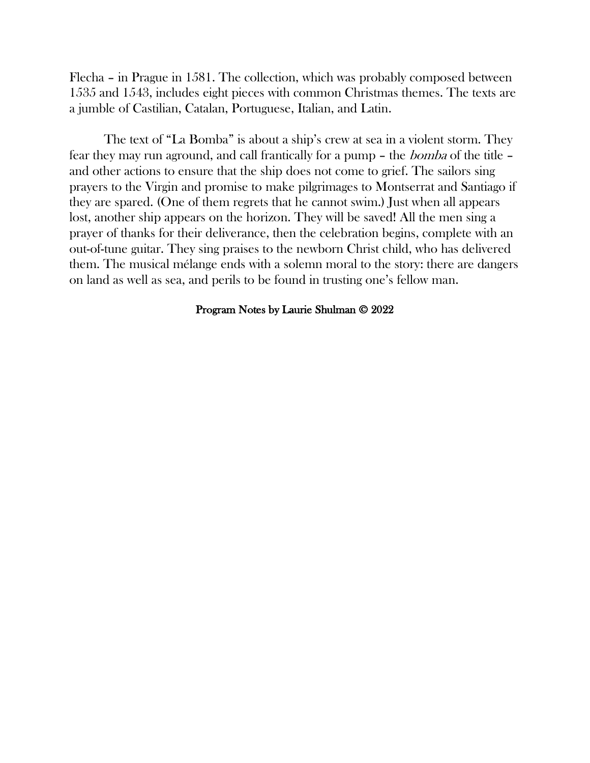Flecha – in Prague in 1581. The collection, which was probably composed between 1535 and 1543, includes eight pieces with common Christmas themes. The texts are a jumble of Castilian, Catalan, Portuguese, Italian, and Latin.

The text of "La Bomba" is about a ship's crew at sea in a violent storm. They fear they may run aground, and call frantically for a pump – the *bomba* of the title – and other actions to ensure that the ship does not come to grief. The sailors sing prayers to the Virgin and promise to make pilgrimages to Montserrat and Santiago if they are spared. (One of them regrets that he cannot swim.) Just when all appears lost, another ship appears on the horizon. They will be saved! All the men sing a prayer of thanks for their deliverance, then the celebration begins, complete with an out-of-tune guitar. They sing praises to the newborn Christ child, who has delivered them. The musical mélange ends with a solemn moral to the story: there are dangers on land as well as sea, and perils to be found in trusting one's fellow man.

**Program Notes by Laurie Shulman © 2022**